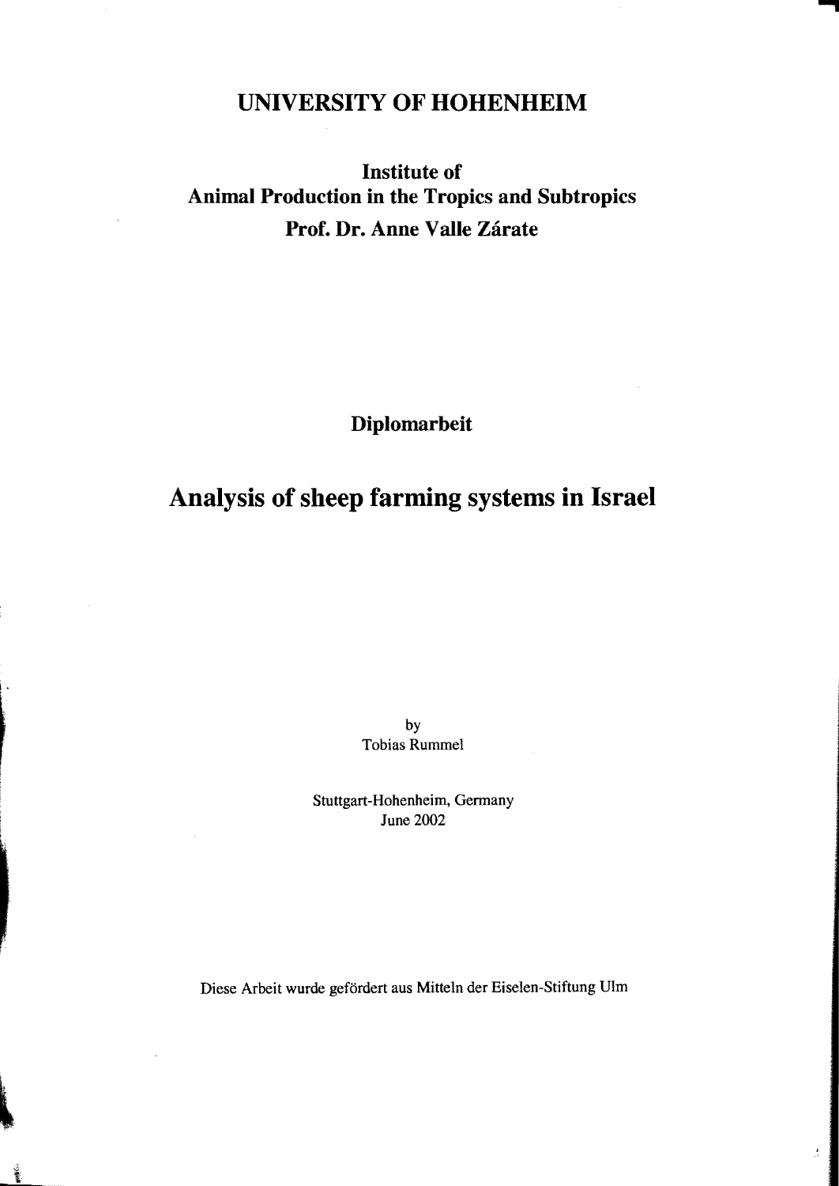# UNIVERSITY OF HOHENHEIM

## Institute of Animal Production in the Tropics and Subtropics

## Prof. Dr. Anne Valle Zárate

**Diplomarbeit**

# Analysis of sheep farming systems in Israel

by
Tobias Rummel

Stuttgart-Hohenheim, Germany
June 2002

Diese Arbeit wurde gefördert aus Mitteln der Eiselen-Stiftung Ulm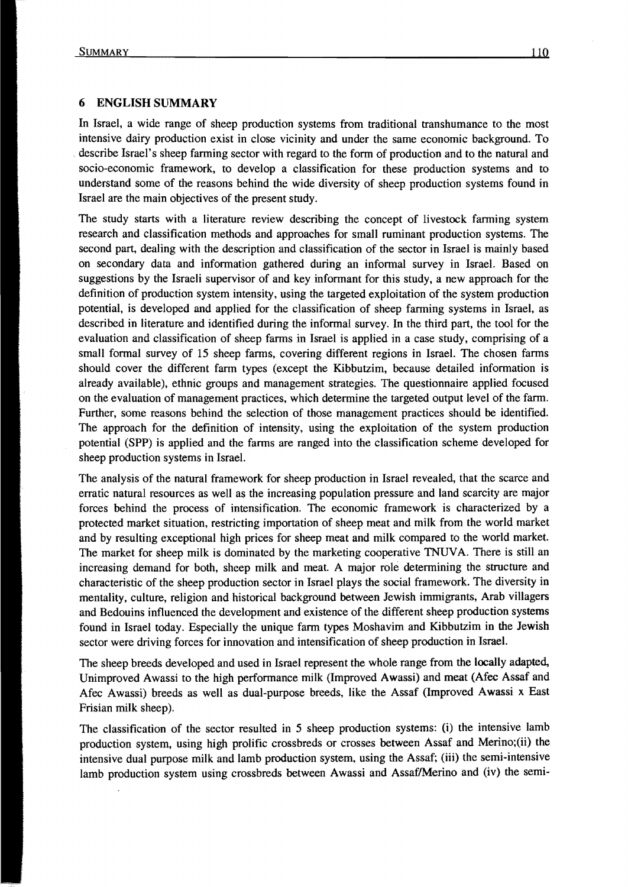## 6 ENGLISH SUMMARY

In Israel, a wide range of sheep production systems from traditional transhumance to the most intensive dairy production exist in close vicinity and under the same economic background. To describe Israel's sheep farming sector with regard to the form of production and to the natural and socio-economic framework, to develop a classification for these production systems and to understand some of the reasons behind the wide diversity of sheep production systems found in Israel are the main objectives of the present study.

The study starts with a literature review describing the concept of livestock farming system research and classification methods and approaches for small ruminant production systems. The second part, dealing with the description and classification of the sector in Israel is mainly based on secondary data and information gathered during an informal survey in Israel. Based on suggestions by the Israeli supervisor of and key informant for this study, a new approach for the definition of production system intensity, using the targeted exploitation of the system production potential, is developed and applied for the classification of sheep farming systems in Israel, as described in literature and identified during the informal survey. In the third part, the tool for the evaluation and classification of sheep farms in Israel is applied in a case study, comprising of a small formal survey of 15 sheep farms, covering different regions in Israel. The chosen farms should cover the different farm types (except the Kibbutzim, because detailed information is already available), ethnic groups and management strategies. The questionnaire applied focused on the evaluation of management practices, which determine the targeted output level of the farm. Further, some reasons behind the selection of those management practices should be identified. The approach for the definition of intensity, using the exploitation of the system production potential (SPP) is applied and the farms are ranged into the classification scheme developed for sheep production systems in Israel.

The analysis of the natural framework for sheep production in Israel revealed, that the scarce and erratic natural resources as well as the increasing population pressure and land scarcity are major forces behind the process of intensification. The economic framework is characterized by a protected market situation, restricting importation of sheep meat and milk from the world market and by resulting exceptional high prices for sheep meat and milk compared to the world market. The market for sheep milk is dominated by the marketing cooperative TNUVA. There is still an increasing demand for both, sheep milk and meat. A major role determining the structure and characteristic of the sheep production sector in Israel plays the social framework. The diversity in mentality, culture, religion and historical background between Jewish immigrants, Arab villagers and Bedouins influenced the development and existence of the different sheep production systems found in Israel today. Especially the unique farm types Moshavim and Kibbutzim in the Jewish sector were driving forces for innovation and intensification of sheep production in Israel.

The sheep breeds developed and used in Israel represent the whole range from the locally adapted, Unimproved Awassi to the high performance milk (Improved Awassi) and meat (Afec Assaf and Afec Awassi) breeds as well as dual-purpose breeds, like the Assaf (Improved Awassi x East Frisian milk sheep).

The classification of the sector resulted in 5 sheep production systems: (i) the intensive lamb production system, using high prolific crossbreds or crosses between Assaf and Merino;(ii) the intensive dual purpose milk and lamb production system, using the Assaf; (iii) the semi-intensive lamb production system using crossbreds between Awassi and Assaf/Merino and (iv) the semi-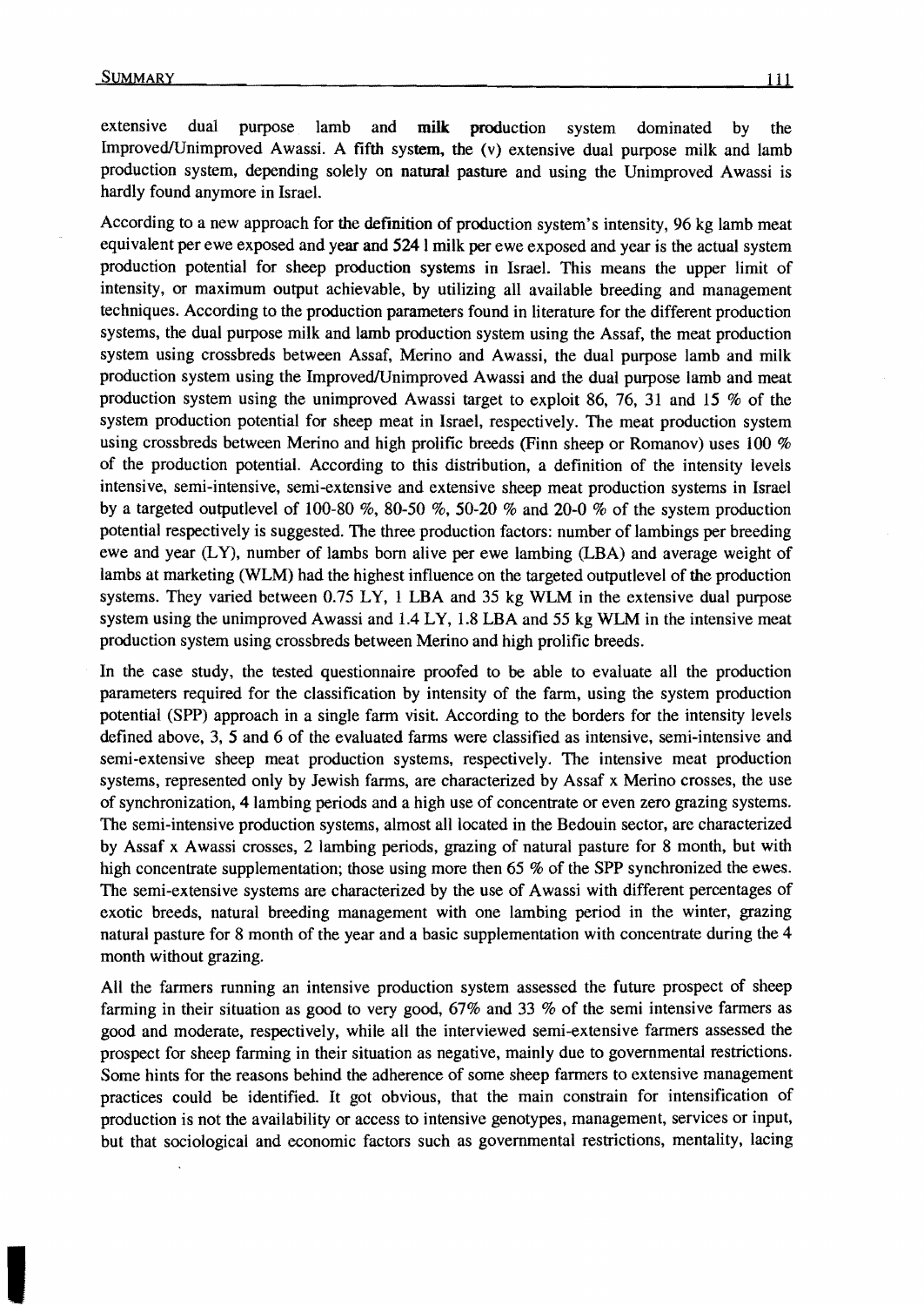extensive dual purpose lamb and milk production system dominated by the Improved/Unimproved Awassi. A fifth system, the (v) extensive dual purpose milk and lamb production system, depending solely on natural pasture and using the Unimproved Awassi is hardly found anymore in Israel.

According to a new approach for the definition of production system's intensity, 96 kg lamb meat equivalent per ewe exposed and year and 524 l milk per ewe exposed and year is the actual system production potential for sheep production systems in Israel. This means the upper limit of intensity, or maximum output achievable, by utilizing all available breeding and management techniques. According to the production parameters found in literature for the different production systems, the dual purpose milk and lamb production system using the Assaf, the meat production system using crossbreds between Assaf, Merino and Awassi, the dual purpose lamb and milk production system using the Improved/Unimproved Awassi and the dual purpose lamb and meat production system using the unimproved Awassi target to exploit 86, 76, 31 and 15 % of the system production potential for sheep meat in Israel, respectively. The meat production system using crossbreds between Merino and high prolific breeds (Finn sheep or Romanov) uses 100 % of the production potential. According to this distribution, a definition of the intensity levels intensive, semi-intensive, semi-extensive and extensive sheep meat production systems in Israel by a targeted outputlevel of 100-80 %, 80-50 %, 50-20 % and 20-0 % of the system production potential respectively is suggested. The three production factors: number of lambings per breeding ewe and year (LY), number of lambs born alive per ewe lambing (LBA) and average weight of lambs at marketing (WLM) had the highest influence on the targeted outputlevel of the production systems. They varied between 0.75 LY, 1 LBA and 35 kg WLM in the extensive dual purpose system using the unimproved Awassi and 1.4 LY, 1.8 LBA and 55 kg WLM in the intensive meat production system using crossbreds between Merino and high prolific breeds.

In the case study, the tested questionnaire proofed to be able to evaluate all the production parameters required for the classification by intensity of the farm, using the system production potential (SPP) approach in a single farm visit. According to the borders for the intensity levels defined above, 3, 5 and 6 of the evaluated farms were classified as intensive, semi-intensive and semi-extensive sheep meat production systems, respectively. The intensive meat production systems, represented only by Jewish farms, are characterized by Assaf x Merino crosses, the use of synchronization, 4 lambing periods and a high use of concentrate or even zero grazing systems. The semi-intensive production systems, almost all located in the Bedouin sector, are characterized by Assaf x Awassi crosses, 2 lambing periods, grazing of natural pasture for 8 month, but with high concentrate supplementation; those using more then 65 % of the SPP synchronized the ewes. The semi-extensive systems are characterized by the use of Awassi with different percentages of exotic breeds, natural breeding management with one lambing period in the winter, grazing natural pasture for 8 month of the year and a basic supplementation with concentrate during the 4 month without grazing.

All the farmers running an intensive production system assessed the future prospect of sheep farming in their situation as good to very good, 67% and 33 % of the semi intensive farmers as good and moderate, respectively, while all the interviewed semi-extensive farmers assessed the prospect for sheep farming in their situation as negative, mainly due to governmental restrictions. Some hints for the reasons behind the adherence of some sheep farmers to extensive management practices could be identified. It got obvious, that the main constrain for intensification of production is not the availability or access to intensive genotypes, management, services or input, but that sociological and economic factors such as governmental restrictions, mentality, lacing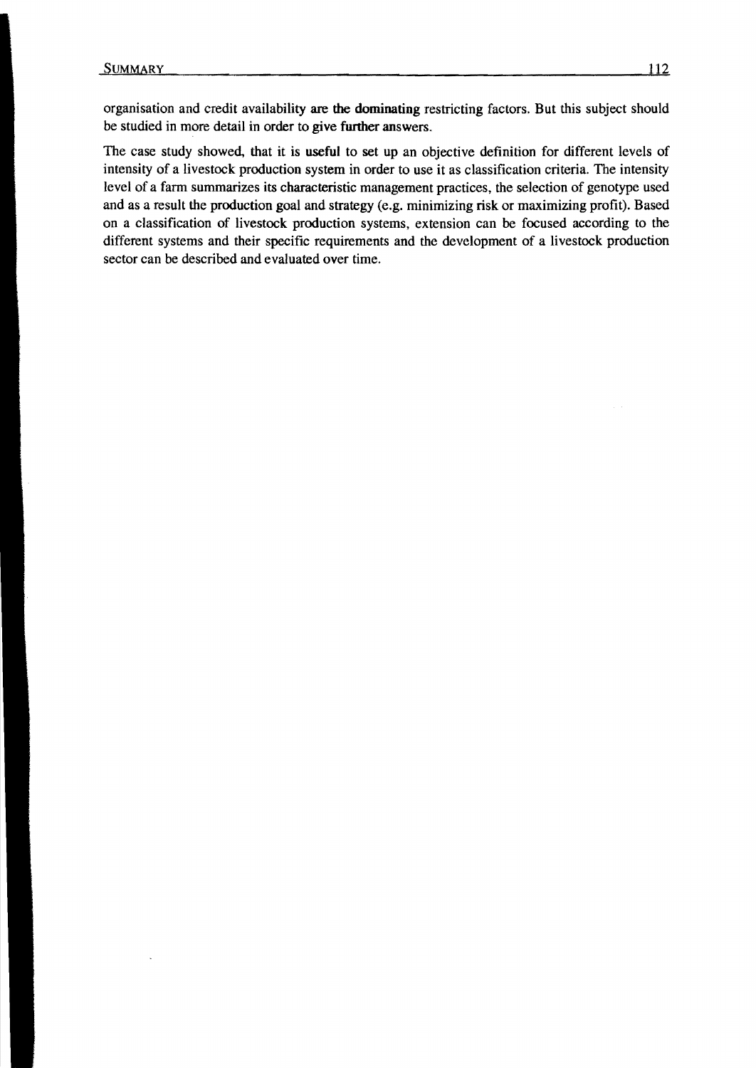organisation and credit availability are the dominating restricting factors. But this subject should be studied in more detail in order to give further answers.

The case study showed, that it is useful to set up an objective definition for different levels of intensity of a livestock production system in order to use it as classification criteria. The intensity level of a farm summarizes its characteristic management practices, the selection of genotype used and as a result the production goal and strategy (e.g. minimizing risk or maximizing profit). Based on a classification of livestock production systems, extension can be focused according to the different systems and their specific requirements and the development of a livestock production sector can be described and evaluated over time.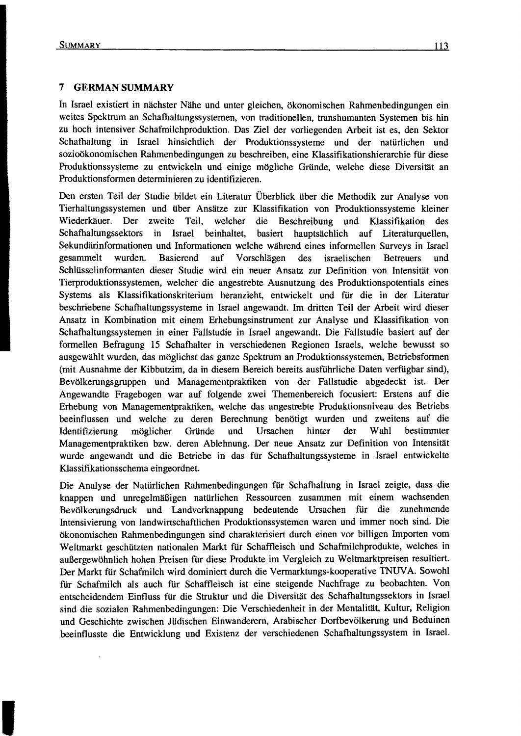## 7 GERMAN SUMMARY

In Israel existiert in nächster Nähe und unter gleichen, ökonomischen Rahmenbedingungen ein weites Spektrum an Schafhaltungssystemen, von traditionellen, transhumanten Systemen bis hin zu hoch intensiver Schafmilchproduktion. Das Ziel der vorliegenden Arbeit ist es, den Sektor Schafhaltung in Israel hinsichtlich der Produktionssysteme und der natürlichen und sozioökonomischen Rahmenbedingungen zu beschreiben, eine Klassifikationshierarchie für diese Produktionssysteme zu entwickeln und einige mögliche Gründe, welche diese Diversität an Produktionsformen determinieren zu identifizieren.

Den ersten Teil der Studie bildet ein Literatur Überblick über die Methodik zur Analyse von Tierhaltungssystemen und über Ansätze zur Klassifikation von Produktionssysteme kleiner Wiederkäuer. Der zweite Teil, welcher die Beschreibung und Klassifikation des Schafhaltungssektors in Israel beinhaltet, basiert hauptsächlich auf Literaturquellen, Sekundärinformationen und Informationen welche während eines informellen Surveys in Israel gesammelt wurden. Basierend auf Vorschlägen des israelischen Betreuers und Schlüsselinformanten dieser Studie wird ein neuer Ansatz zur Definition von Intensität von Tierproduktionssystemen, welcher die angestrebte Ausnutzung des Produktionspotentials eines Systems als Klassifikationskriterium heranzieht, entwickelt und für die in der Literatur beschriebene Schafhaltungssysteme in Israel angewandt. Im dritten Teil der Arbeit wird dieser Ansatz in Kombination mit einem Erhebungsinstrument zur Analyse und Klassifikation von Schafhaltungssystemen in einer Fallstudie in Israel angewandt. Die Fallstudie basiert auf der formellen Befragung 15 Schafhalter in verschiedenen Regionen Israels, welche bewusst so ausgewählt wurden, das möglichst das ganze Spektrum an Produktionssystemen, Betriebsformen (mit Ausnahme der Kibbutzim, da in diesem Bereich bereits ausführliche Daten verfügbar sind), Bevölkerungsgruppen und Managementpraktiken von der Fallstudie abgedeckt ist. Der Angewandte Fragebogen war auf folgende zwei Themenbereich focusiert: Erstens auf die Erhebung von Managementpraktiken, welche das angestrebte Produktionsniveau des Betriebs beeinflussen und welche zu deren Berechnung benötigt wurden und zweitens auf die Identifizierung möglicher Gründe und Ursachen hinter der Wahl bestimmter Managementpraktiken bzw. deren Ablehnung. Der neue Ansatz zur Definition von Intensität wurde angewandt und die Betriebe in das für Schafhaltungssysteme in Israel entwickelte Klassifikationsschema eingeordnet.

Die Analyse der Natürlichen Rahmenbedingungen für Schafhaltung in Israel zeigte, dass die knappen und unregelmäßigen natürlichen Ressourcen zusammen mit einem wachsenden Bevölkerungsdruck und Landverknappung bedeutende Ursachen für die zunehmende Intensivierung von landwirtschaftlichen Produktionssystemen waren und immer noch sind. Die ökonomischen Rahmenbedingungen sind charakterisiert durch einen vor billigen Importen vom Weltmarkt geschützten nationalen Markt für Schaffleisch und Schafmilchprodukte, welches in außergewöhnlich hohen Preisen für diese Produkte im Vergleich zu Weltmarktpreisen resultiert. Der Markt für Schafmilch wird dominiert durch die Vermarktungs-kooperative TNUVA. Sowohl für Schafmilch als auch für Schaffleisch ist eine steigende Nachfrage zu beobachten. Von entscheidendem Einfluss für die Struktur und die Diversität des Schafhaltungssektors in Israel sind die sozialen Rahmenbedingungen: Die Verschiedenheit in der Mentalität, Kultur, Religion und Geschichte zwischen Jüdischen Einwanderern, Arabischer Dorfbevölkerung und Beduinen beeinflusste die Entwicklung und Existenz der verschiedenen Schafhaltungssystem in Israel.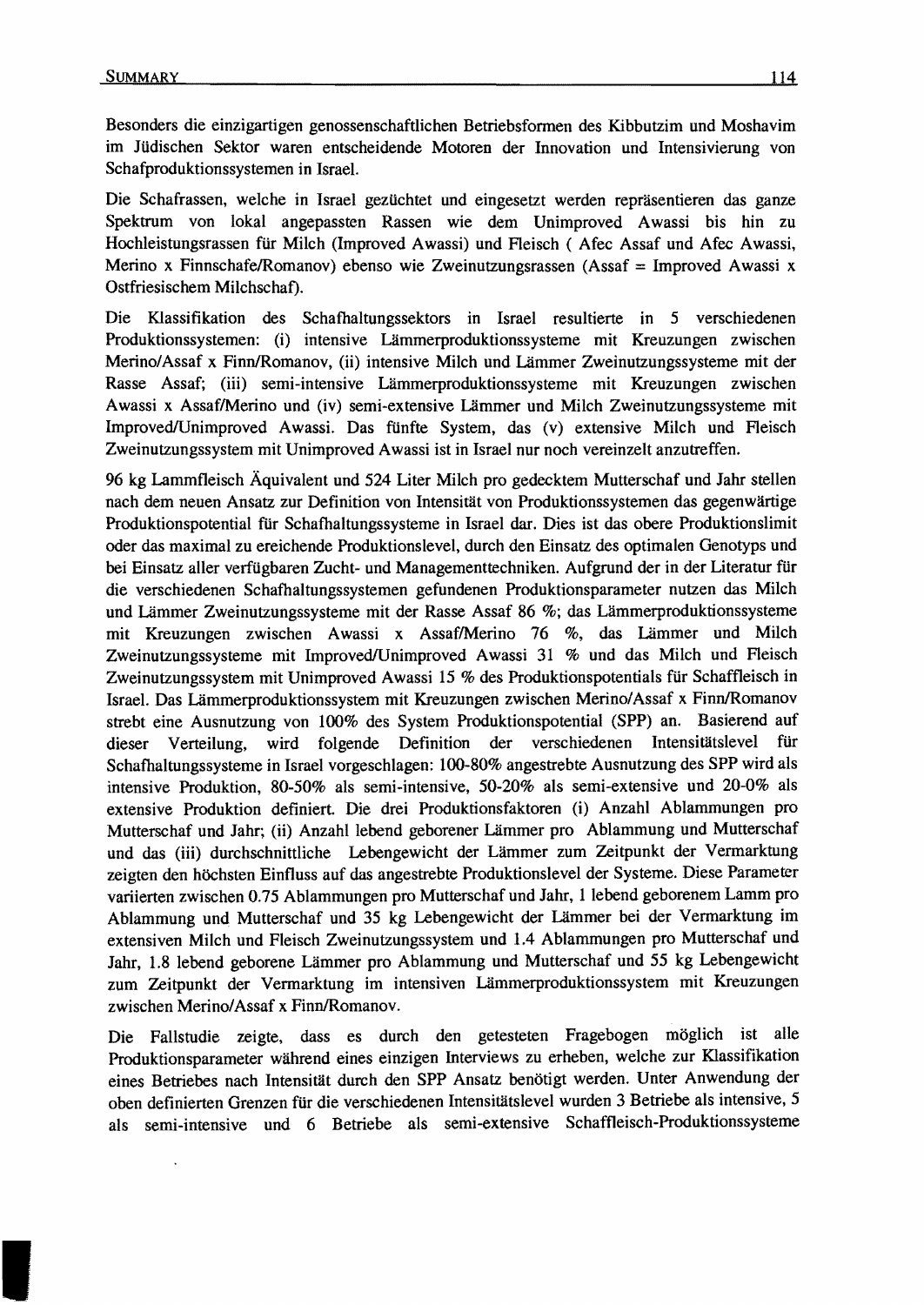Besonders die einzigartigen genossenschaftlichen Betriebsformen des Kibbutzim und Moshavim im Jüdischen Sektor waren entscheidende Motoren der Innovation und Intensivierung von Schafproduktionssystemen in Israel.

Die Schafrassen, welche in Israel gezüchtet und eingesetzt werden repräsentieren das ganze Spektrum von lokal angepassten Rassen wie dem Unimproved Awassi bis hin zu Hochleistungsrassen für Milch (Improved Awassi) und Fleisch ( Afec Assaf und Afec Awassi, Merino x Finnschafe/Romanov) ebenso wie Zweinutzungsrassen (Assaf = Improved Awassi x Ostfriesischem Milchschaf).

Die Klassifikation des Schafhaltungssektors in Israel resultierte in 5 verschiedenen Produktionssystemen: (i) intensive Lämmerproduktionssysteme mit Kreuzungen zwischen Merino/Assaf x Finn/Romanov, (ii) intensive Milch und Lämmer Zweinutzungssysteme mit der Rasse Assaf; (iii) semi-intensive Lämmerproduktionssysteme mit Kreuzungen zwischen Awassi x Assaf/Merino und (iv) semi-extensive Lämmer und Milch Zweinutzungssysteme mit Improved/Unimproved Awassi. Das fünfte System, das (v) extensive Milch und Fleisch Zweinutzungssystem mit Unimproved Awassi ist in Israel nur noch vereinzelt anzutreffen.

96 kg Lammfleisch Äquivalent und 524 Liter Milch pro gedecktem Mutterschaf und Jahr stellen nach dem neuen Ansatz zur Definition von Intensität von Produktionssystemen das gegenwärtige Produktionspotential für Schafhaltungssysteme in Israel dar. Dies ist das obere Produktionslimit oder das maximal zu erreichende Produktionslevel, durch den Einsatz des optimalen Genotyps und bei Einsatz aller verfügbaren Zucht- und Managementtechniken. Aufgrund der in der Literatur für die verschiedenen Schafhaltungssystemen gefundenen Produktionsparameter nutzen das Milch und Lämmer Zweinutzungssysteme mit der Rasse Assaf 86 %; das Lämmerproduktionssysteme mit Kreuzungen zwischen Awassi x Assaf/Merino 76 %, das Lämmer und Milch Zweinutzungssysteme mit Improved/Unimproved Awassi 31 % und das Milch und Fleisch Zweinutzungssystem mit Unimproved Awassi 15 % des Produktionspotentials für Schaffleisch in Israel. Das Lämmerproduktionssystem mit Kreuzungen zwischen Merino/Assaf x Finn/Romanov strebt eine Ausnutzung von 100% des System Produktionspotential (SPP) an. Basierend auf dieser Verteilung, wird folgende Definition der verschiedenen Intensitätslevel für Schafhaltungssysteme in Israel vorgeschlagen: 100-80% angestrebte Ausnutzung des SPP wird als intensive Produktion, 80-50% als semi-intensive, 50-20% als semi-extensive und 20-0% als extensive Produktion definiert. Die drei Produktionsfaktoren (i) Anzahl Ablammungen pro Mutterschaf und Jahr; (ii) Anzahl lebend geborener Lämmer pro Ablammung und Mutterschaf und das (iii) durchschnittliche Lebengewicht der Lämmer zum Zeitpunkt der Vermarktung zeigten den höchsten Einfluss auf das angestrebte Produktionslevel der Systeme. Diese Parameter variierten zwischen 0.75 Ablammungen pro Mutterschaf und Jahr, 1 lebend geborenem Lamm pro Ablammung und Mutterschaf und 35 kg Lebengewicht der Lämmer bei der Vermarktung im extensiven Milch und Fleisch Zweinutzungssystem und 1.4 Ablammungen pro Mutterschaf und Jahr, 1.8 lebend geborene Lämmer pro Ablammung und Mutterschaf und 55 kg Lebengewicht zum Zeitpunkt der Vermarktung im intensiven Lämmerproduktionssystem mit Kreuzungen zwischen Merino/Assaf x Finn/Romanov.

Die Fallstudie zeigte, dass es durch den getesteten Fragebogen möglich ist alle Produktionsparameter während eines einzigen Interviews zu erheben, welche zur Klassifikation eines Betriebes nach Intensität durch den SPP Ansatz benötigt werden. Unter Anwendung der oben definierten Grenzen für die verschiedenen Intensitätslevel wurden 3 Betriebe als intensive, 5 als semi-intensive und 6 Betriebe als semi-extensive Schaffleisch-Produktionssysteme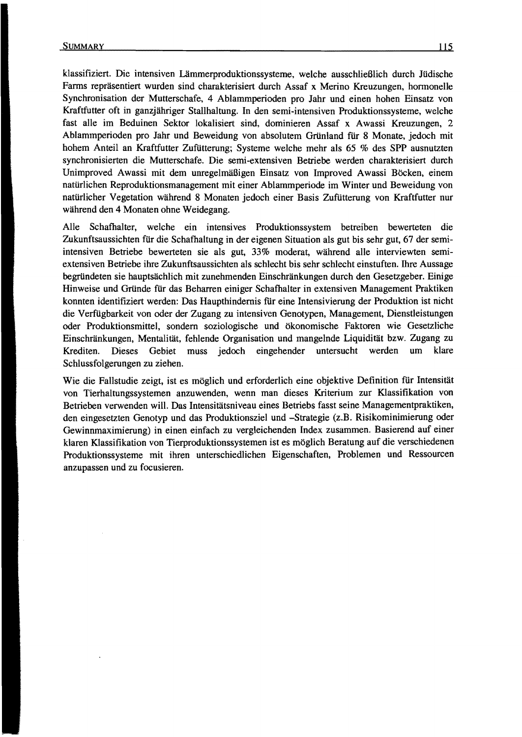klassifiziert. Die intensiven Lämmerproduktionssysteme, welche ausschließlich durch Jüdische Farms repräsentiert wurden sind charakterisiert durch Assaf x Merino Kreuzungen, hormonelle Synchronisation der Mutterschafe, 4 Ablammperioden pro Jahr und einen hohen Einsatz von Kraftfutter oft in ganzjähriger Stallhaltung. In den semi-intensiven Produktionssysteme, welche fast alle im Beduinen Sektor lokalisiert sind, dominieren Assaf x Awassi Kreuzungen, 2 Ablammperioden pro Jahr und Beweidung von absolutem Grünland für 8 Monate, jedoch mit hohem Anteil an Kraftfutter Zufütterung; Systeme welche mehr als 65 % des SPP ausnutzten synchronisierten die Mutterschafe. Die semi-extensiven Betriebe werden charakterisiert durch Unimproved Awassi mit dem unregelmäßigen Einsatz von Improved Awassi Böcken, einem natürlichen Reproduktionsmanagement mit einer Ablammperiode im Winter und Beweidung von natürlicher Vegetation während 8 Monaten jedoch einer Basis Zufütterung von Kraftfutter nur während den 4 Monaten ohne Weidegang.

Alle Schafhalter, welche ein intensives Produktionssystem betreiben bewerteten die Zukunftsaussichten für die Schafhaltung in der eigenen Situation als gut bis sehr gut, 67 der semi-intensiven Betriebe bewerteten sie als gut, 33% moderat, während alle interviewten semi-extensiven Betriebe ihre Zukunftsaussichten als schlecht bis sehr schlecht einstuften. Ihre Aussage begründeten sie hauptsächlich mit zunehmenden Einschränkungen durch den Gesetzgeber. Einige Hinweise und Gründe für das Beharren einiger Schafhalter in extensiven Management Praktiken konnten identifiziert werden: Das Haupthindernis für eine Intensivierung der Produktion ist nicht die Verfügbarkeit von oder der Zugang zu intensiven Genotypen, Management, Dienstleistungen oder Produktionsmittel, sondern soziologische und ökonomische Faktoren wie Gesetzliche Einschränkungen, Mentalität, fehlende Organisation und mangelnde Liquidität bzw. Zugang zu Krediten. Dieses Gebiet muss jedoch eingehender untersucht werden um klare Schlussfolgerungen zu ziehen.

Wie die Fallstudie zeigt, ist es möglich und erforderlich eine objektive Definition für Intensität von Tierhaltungssystemen anzuwenden, wenn man dieses Kriterium zur Klassifikation von Betrieben verwenden will. Das Intensitätsniveau eines Betriebs fasst seine Managementpraktiken, den eingesetzten Genotyp und das Produktionsziel und –Strategie (z.B. Risikominimierung oder Gewinnmaximierung) in einen einfach zu vergleichenden Index zusammen. Basierend auf einer klaren Klassifikation von Tierproduktionssystemen ist es möglich Beratung auf die verschiedenen Produktionssysteme mit ihren unterschiedlichen Eigenschaften, Problemen und Ressourcen anzupassen und zu focusieren.